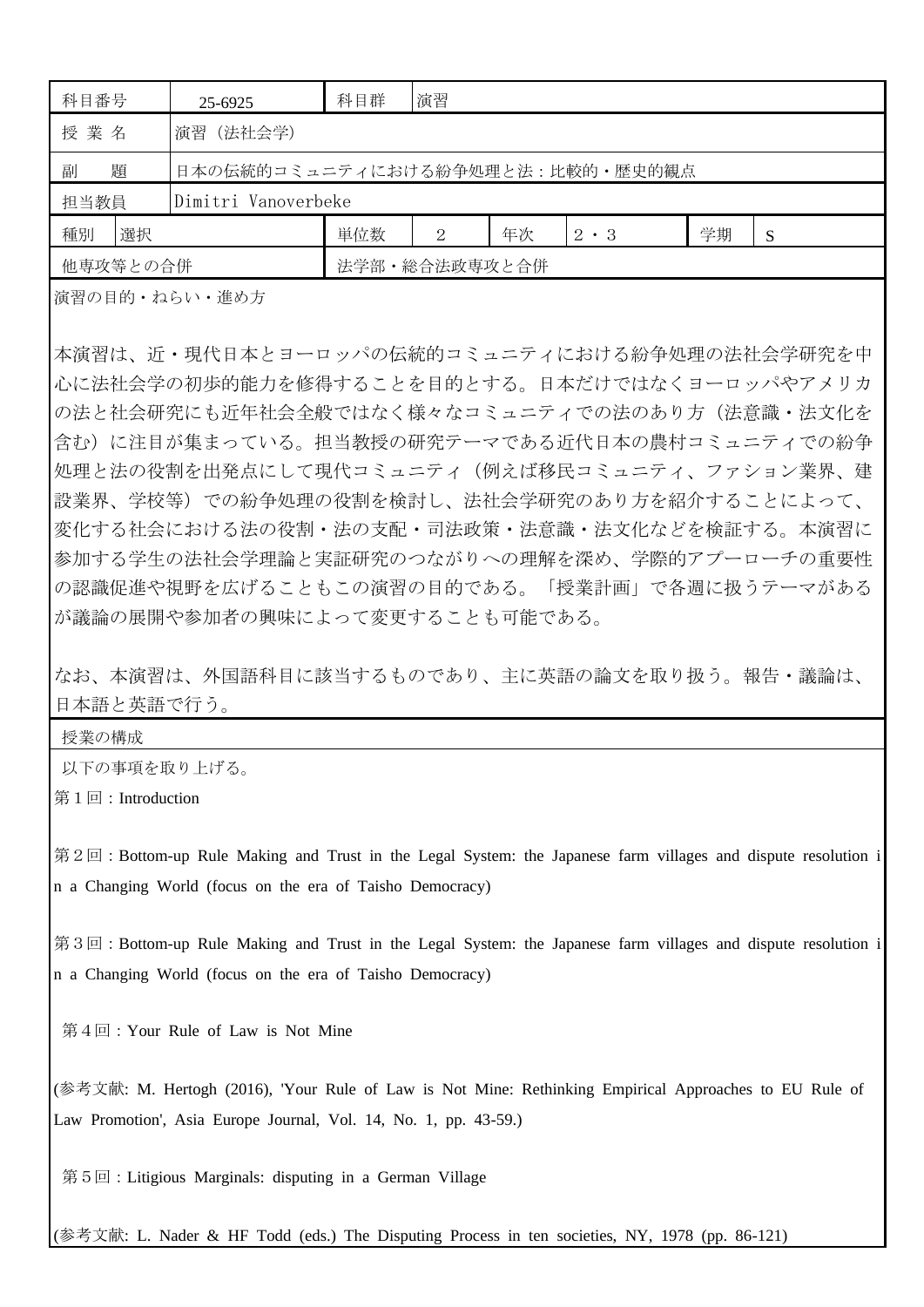| 科目番号 | 25-6925 | 科目群 | 演習 | | | | |
|---|---|---|---|---|---|---|---|
| 授 業 名 | 演習（法社会学） | | | | | | |
| 副　　題 | 日本の伝統的コミュニティにおける紛争処理と法：比較的・歴史的観点 | | | | | | |
| 担当教員 | Dimitri Vanoverbeke | | | | | | |
| 種別　選択 | | 単位数 | 2 | 年次 | 2・3 | 学期 | S |
| 他専攻等との合併 | | 法学部・総合法政専攻と合併 | | | | | |

演習の目的・ねらい・進め方

本演習は、近・現代日本とヨーロッパの伝統的コミュニティにおける紛争処理の法社会学研究を中心に法社会学の初歩的能力を修得することを目的とする。日本だけではなくヨーロッパやアメリカの法と社会研究にも近年社会全般ではなく様々なコミュニティでの法のあり方（法意識・法文化を含む）に注目が集まっている。担当教授の研究テーマである近代日本の農村コミュニティでの紛争処理と法の役割を出発点にして現代コミュニティ（例えば移民コミュニティ、ファション業界、建設業界、学校等）での紛争処理の役割を検討し、法社会学研究のあり方を紹介することによって、変化する社会における法の役割・法の支配・司法政策・法意識・法文化などを検証する。本演習に参加する学生の法社会学理論と実証研究のつながりへの理解を深め、学際的アプーローチの重要性の認識促進や視野を広げることもこの演習の目的である。「授業計画」で各週に扱うテーマがあるが議論の展開や参加者の興味によって変更することも可能である。

なお、本演習は、外国語科目に該当するものであり、主に英語の論文を取り扱う。報告・議論は、日本語と英語で行う。

授業の構成

以下の事項を取り上げる。

第１回：Introduction

第２回：Bottom-up Rule Making and Trust in the Legal System: the Japanese farm villages and dispute resolution in a Changing World (focus on the era of Taisho Democracy)

第３回：Bottom-up Rule Making and Trust in the Legal System: the Japanese farm villages and dispute resolution in a Changing World (focus on the era of Taisho Democracy)

第４回：Your Rule of Law is Not Mine

(参考文献: M. Hertogh (2016), 'Your Rule of Law is Not Mine: Rethinking Empirical Approaches to EU Rule of Law Promotion', Asia Europe Journal, Vol. 14, No. 1, pp. 43-59.)

第５回：Litigious Marginals: disputing in a German Village

(参考文献: L. Nader & HF Todd (eds.) The Disputing Process in ten societies, NY, 1978 (pp. 86-121)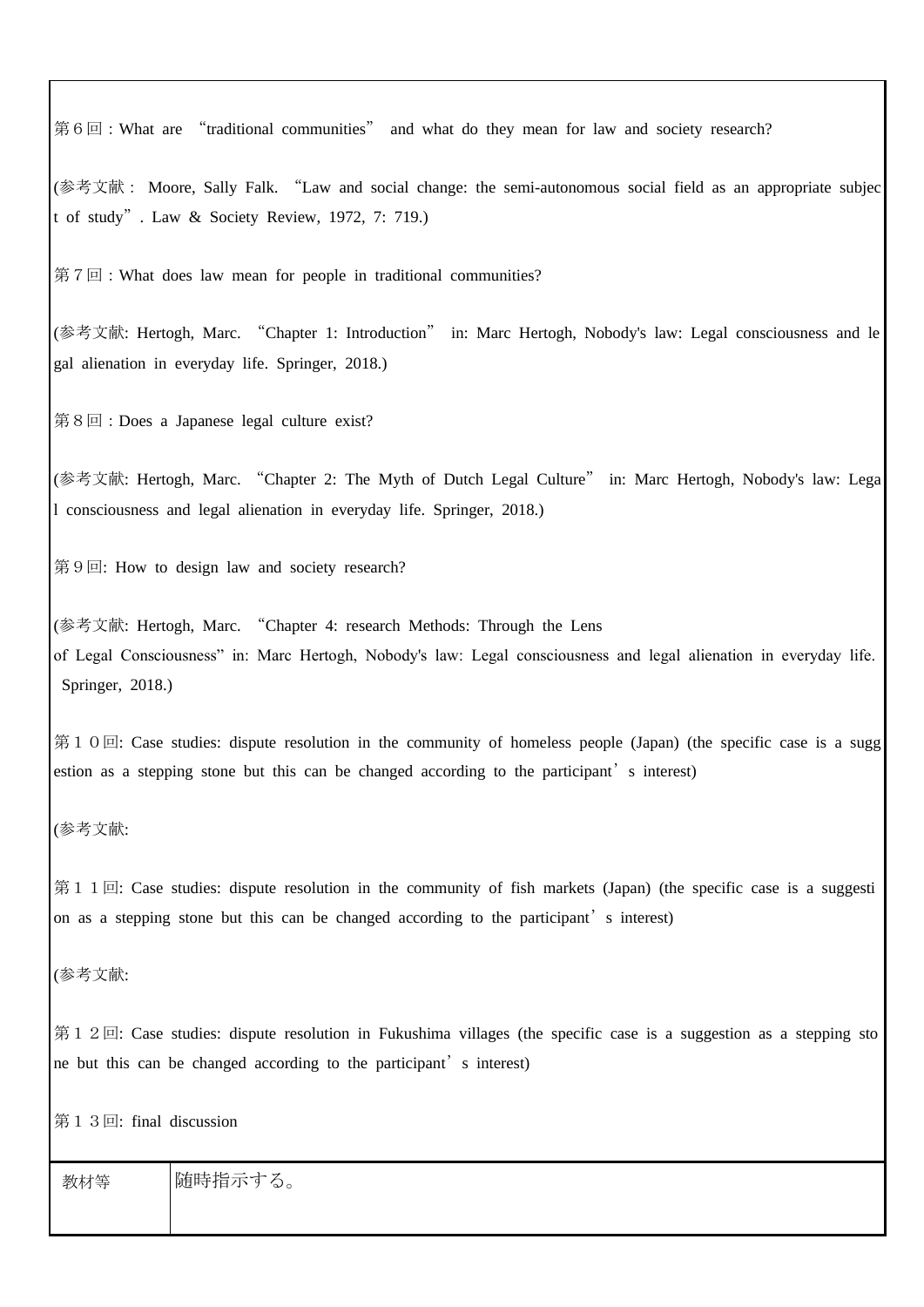第６回 : What are "traditional communities" and what do they mean for law and society research?

(参考文献 : Moore, Sally Falk. "Law and social change: the semi-autonomous social field as an appropriate subject of study". Law & Society Review, 1972, 7: 719.)

第７回 : What does law mean for people in traditional communities?

(参考文献: Hertogh, Marc. "Chapter 1: Introduction" in: Marc Hertogh, Nobody's law: Legal consciousness and legal alienation in everyday life. Springer, 2018.)

第８回 : Does a Japanese legal culture exist?

(参考文献: Hertogh, Marc. "Chapter 2: The Myth of Dutch Legal Culture" in: Marc Hertogh, Nobody's law: Legal consciousness and legal alienation in everyday life. Springer, 2018.)

第９回: How to design law and society research?

(参考文献: Hertogh, Marc. "Chapter 4: research Methods: Through the Lens of Legal Consciousness" in: Marc Hertogh, Nobody's law: Legal consciousness and legal alienation in everyday life. Springer, 2018.)

第１０回: Case studies: dispute resolution in the community of homeless people (Japan) (the specific case is a suggestion as a stepping stone but this can be changed according to the participant's interest)

(参考文献:

第１１回: Case studies: dispute resolution in the community of fish markets (Japan) (the specific case is a suggestion as a stepping stone but this can be changed according to the participant's interest)

(参考文献:

第１２回: Case studies: dispute resolution in Fukushima villages (the specific case is a suggestion as a stepping stone but this can be changed according to the participant's interest)

第１３回: final discussion

| 教材等 | 随時指示する。 |
|---|---|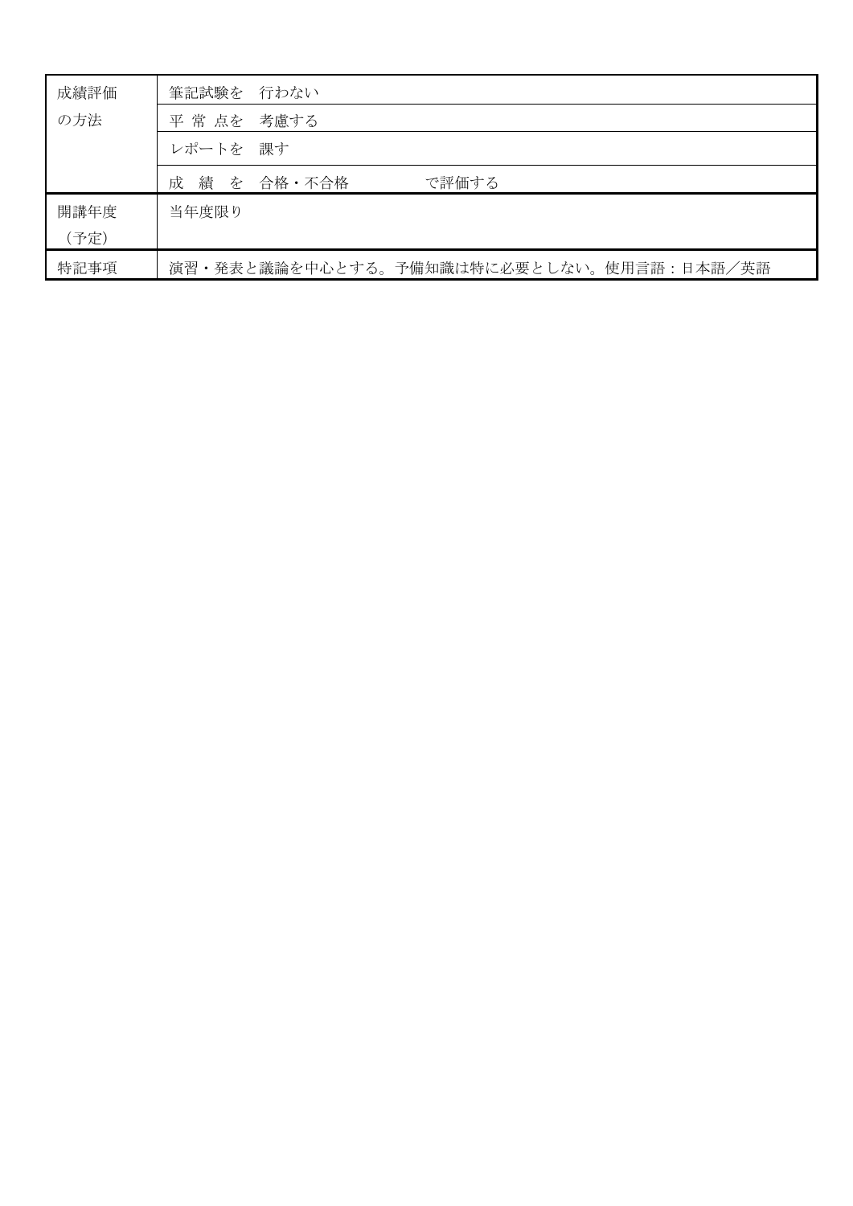| | |
|---|---|
| 成績評価の方法 | 筆記試験を　行わない |
| | 平 常 点を　考慮する |
| | レポートを　課す |
| | 成　績　を　合格・不合格　　　　　で評価する |
| 開講年度（予定） | 当年度限り |
| 特記事項 | 演習・発表と議論を中心とする。予備知識は特に必要としない。使用言語：日本語／英語 |